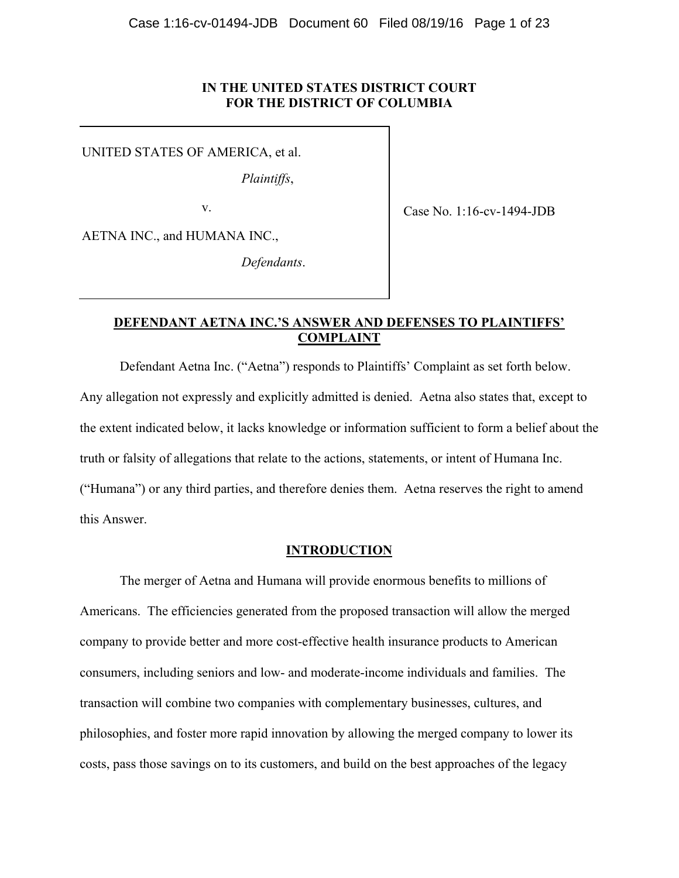**IN THE UNITED STATES DISTRICT COURT**
**FOR THE DISTRICT OF COLUMBIA**

UNITED STATES OF AMERICA, et al.

*Plaintiffs*,

v.

AETNA INC., and HUMANA INC.,

*Defendants*.

Case No. 1:16-cv-1494-JDB

## DEFENDANT AETNA INC.'S ANSWER AND DEFENSES TO PLAINTIFFS' COMPLAINT

Defendant Aetna Inc. ("Aetna") responds to Plaintiffs' Complaint as set forth below. Any allegation not expressly and explicitly admitted is denied. Aetna also states that, except to the extent indicated below, it lacks knowledge or information sufficient to form a belief about the truth or falsity of allegations that relate to the actions, statements, or intent of Humana Inc. ("Humana") or any third parties, and therefore denies them. Aetna reserves the right to amend this Answer.

## INTRODUCTION

The merger of Aetna and Humana will provide enormous benefits to millions of Americans. The efficiencies generated from the proposed transaction will allow the merged company to provide better and more cost-effective health insurance products to American consumers, including seniors and low- and moderate-income individuals and families. The transaction will combine two companies with complementary businesses, cultures, and philosophies, and foster more rapid innovation by allowing the merged company to lower its costs, pass those savings on to its customers, and build on the best approaches of the legacy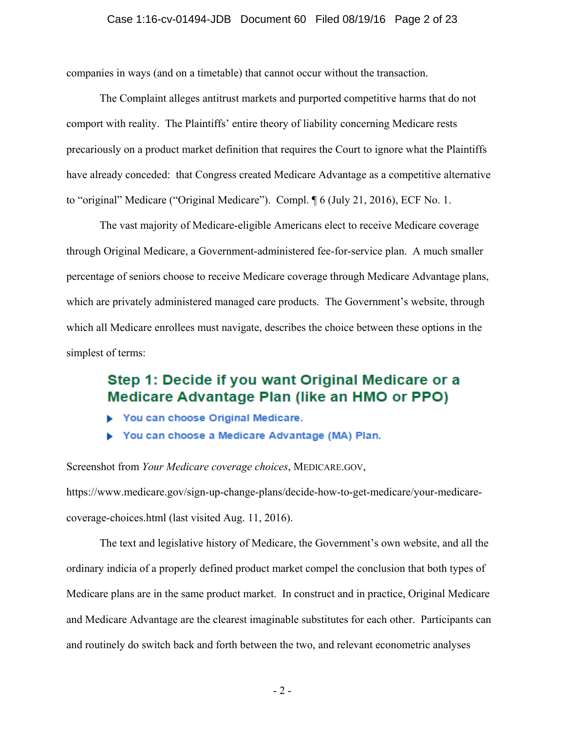companies in ways (and on a timetable) that cannot occur without the transaction.

The Complaint alleges antitrust markets and purported competitive harms that do not comport with reality. The Plaintiffs' entire theory of liability concerning Medicare rests precariously on a product market definition that requires the Court to ignore what the Plaintiffs have already conceded: that Congress created Medicare Advantage as a competitive alternative to "original" Medicare ("Original Medicare"). Compl. ¶ 6 (July 21, 2016), ECF No. 1.

The vast majority of Medicare-eligible Americans elect to receive Medicare coverage through Original Medicare, a Government-administered fee-for-service plan. A much smaller percentage of seniors choose to receive Medicare coverage through Medicare Advantage plans, which are privately administered managed care products. The Government's website, through which all Medicare enrollees must navigate, describes the choice between these options in the simplest of terms:

> **Step 1: Decide if you want Original Medicare or a Medicare Advantage Plan (like an HMO or PPO)**
>
> - You can choose Original Medicare.
> - You can choose a Medicare Advantage (MA) Plan.

Screenshot from *Your Medicare coverage choices*, MEDICARE.GOV, https://www.medicare.gov/sign-up-change-plans/decide-how-to-get-medicare/your-medicare-coverage-choices.html (last visited Aug. 11, 2016).

The text and legislative history of Medicare, the Government's own website, and all the ordinary indicia of a properly defined product market compel the conclusion that both types of Medicare plans are in the same product market. In construct and in practice, Original Medicare and Medicare Advantage are the clearest imaginable substitutes for each other. Participants can and routinely do switch back and forth between the two, and relevant econometric analyses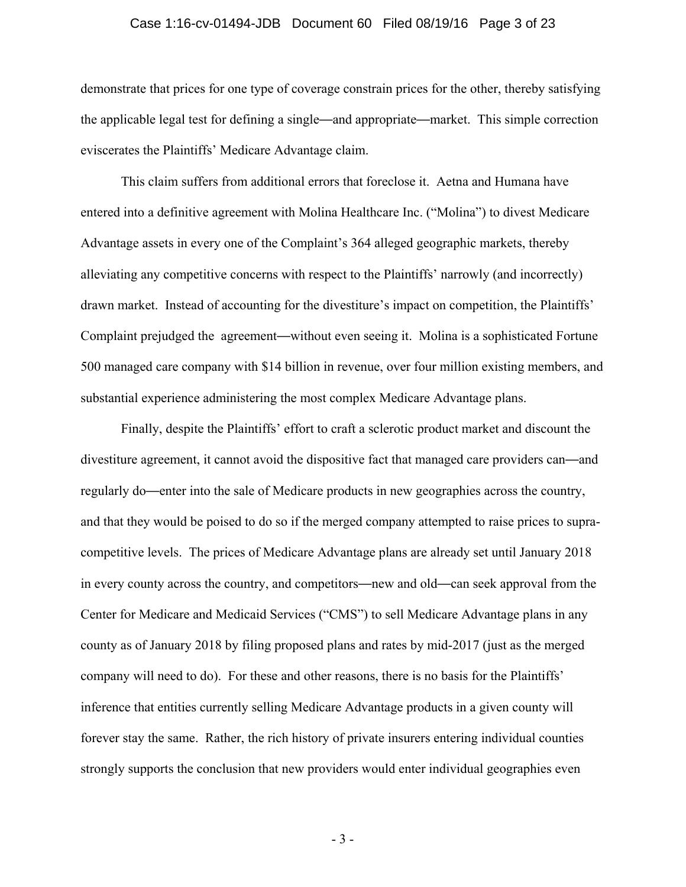demonstrate that prices for one type of coverage constrain prices for the other, thereby satisfying the applicable legal test for defining a single—and appropriate—market. This simple correction eviscerates the Plaintiffs' Medicare Advantage claim.

This claim suffers from additional errors that foreclose it. Aetna and Humana have entered into a definitive agreement with Molina Healthcare Inc. ("Molina") to divest Medicare Advantage assets in every one of the Complaint's 364 alleged geographic markets, thereby alleviating any competitive concerns with respect to the Plaintiffs' narrowly (and incorrectly) drawn market. Instead of accounting for the divestiture's impact on competition, the Plaintiffs' Complaint prejudged the agreement—without even seeing it. Molina is a sophisticated Fortune 500 managed care company with $14 billion in revenue, over four million existing members, and substantial experience administering the most complex Medicare Advantage plans.

Finally, despite the Plaintiffs' effort to craft a sclerotic product market and discount the divestiture agreement, it cannot avoid the dispositive fact that managed care providers can—and regularly do—enter into the sale of Medicare products in new geographies across the country, and that they would be poised to do so if the merged company attempted to raise prices to supra-competitive levels. The prices of Medicare Advantage plans are already set until January 2018 in every county across the country, and competitors—new and old—can seek approval from the Center for Medicare and Medicaid Services ("CMS") to sell Medicare Advantage plans in any county as of January 2018 by filing proposed plans and rates by mid-2017 (just as the merged company will need to do). For these and other reasons, there is no basis for the Plaintiffs' inference that entities currently selling Medicare Advantage products in a given county will forever stay the same. Rather, the rich history of private insurers entering individual counties strongly supports the conclusion that new providers would enter individual geographies even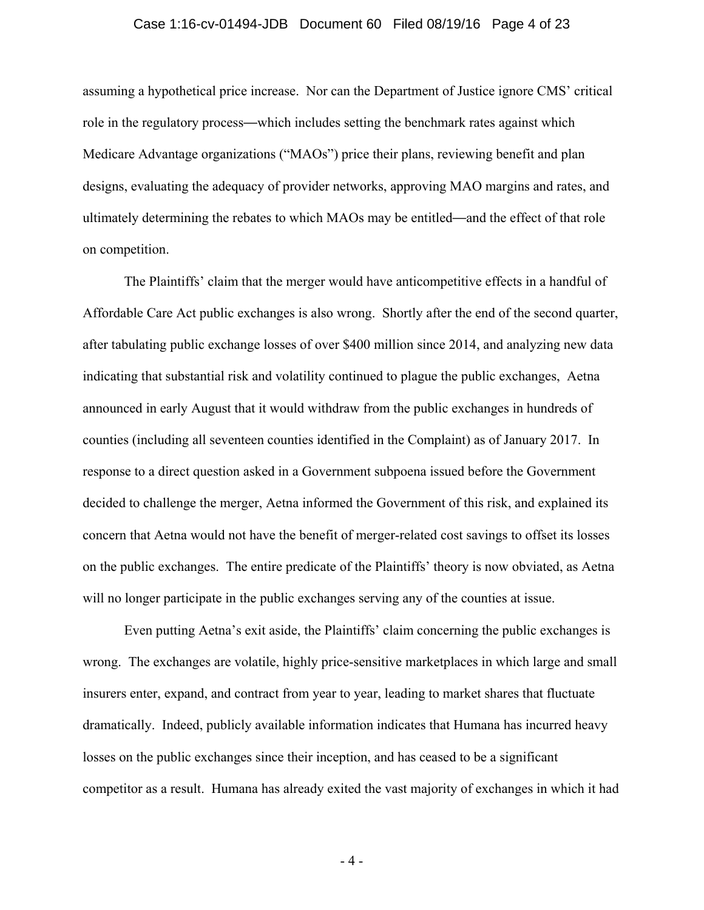assuming a hypothetical price increase. Nor can the Department of Justice ignore CMS' critical role in the regulatory process—which includes setting the benchmark rates against which Medicare Advantage organizations ("MAOs") price their plans, reviewing benefit and plan designs, evaluating the adequacy of provider networks, approving MAO margins and rates, and ultimately determining the rebates to which MAOs may be entitled—and the effect of that role on competition.

The Plaintiffs' claim that the merger would have anticompetitive effects in a handful of Affordable Care Act public exchanges is also wrong. Shortly after the end of the second quarter, after tabulating public exchange losses of over $400 million since 2014, and analyzing new data indicating that substantial risk and volatility continued to plague the public exchanges, Aetna announced in early August that it would withdraw from the public exchanges in hundreds of counties (including all seventeen counties identified in the Complaint) as of January 2017. In response to a direct question asked in a Government subpoena issued before the Government decided to challenge the merger, Aetna informed the Government of this risk, and explained its concern that Aetna would not have the benefit of merger-related cost savings to offset its losses on the public exchanges. The entire predicate of the Plaintiffs' theory is now obviated, as Aetna will no longer participate in the public exchanges serving any of the counties at issue.

Even putting Aetna's exit aside, the Plaintiffs' claim concerning the public exchanges is wrong. The exchanges are volatile, highly price-sensitive marketplaces in which large and small insurers enter, expand, and contract from year to year, leading to market shares that fluctuate dramatically. Indeed, publicly available information indicates that Humana has incurred heavy losses on the public exchanges since their inception, and has ceased to be a significant competitor as a result. Humana has already exited the vast majority of exchanges in which it had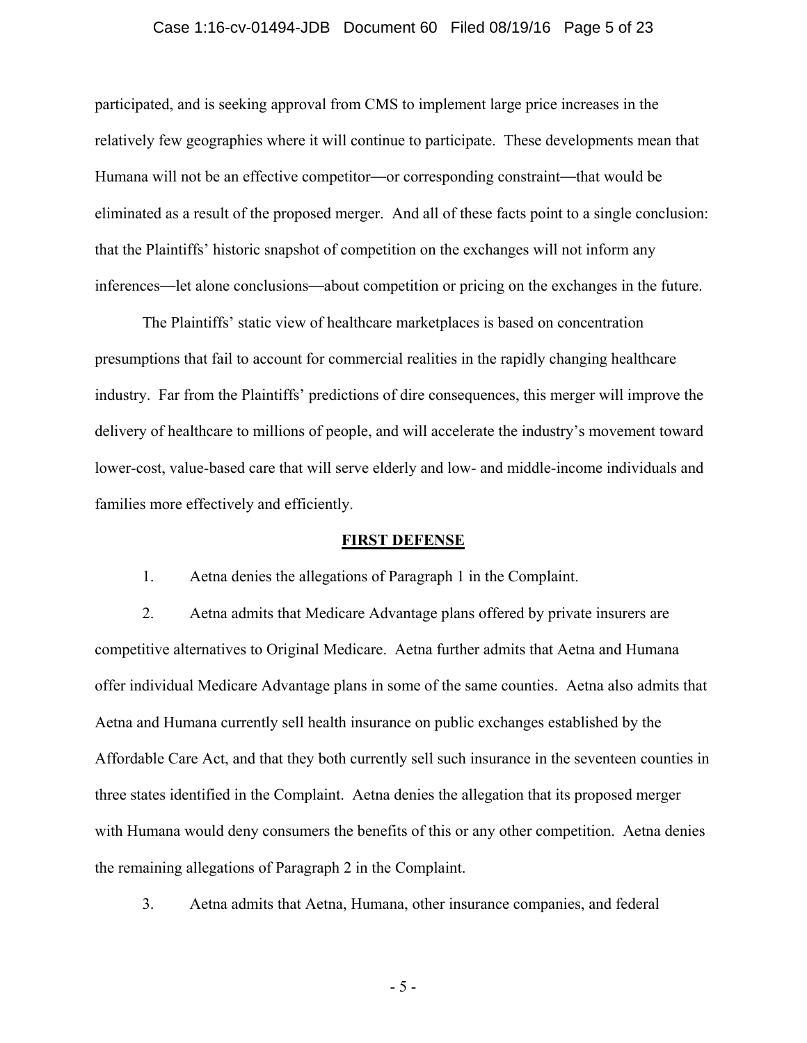participated, and is seeking approval from CMS to implement large price increases in the relatively few geographies where it will continue to participate. These developments mean that Humana will not be an effective competitor—or corresponding constraint—that would be eliminated as a result of the proposed merger. And all of these facts point to a single conclusion: that the Plaintiffs' historic snapshot of competition on the exchanges will not inform any inferences—let alone conclusions—about competition or pricing on the exchanges in the future.

The Plaintiffs' static view of healthcare marketplaces is based on concentration presumptions that fail to account for commercial realities in the rapidly changing healthcare industry. Far from the Plaintiffs' predictions of dire consequences, this merger will improve the delivery of healthcare to millions of people, and will accelerate the industry's movement toward lower-cost, value-based care that will serve elderly and low- and middle-income individuals and families more effectively and efficiently.

## FIRST DEFENSE

1. Aetna denies the allegations of Paragraph 1 in the Complaint.

2. Aetna admits that Medicare Advantage plans offered by private insurers are competitive alternatives to Original Medicare. Aetna further admits that Aetna and Humana offer individual Medicare Advantage plans in some of the same counties. Aetna also admits that Aetna and Humana currently sell health insurance on public exchanges established by the Affordable Care Act, and that they both currently sell such insurance in the seventeen counties in three states identified in the Complaint. Aetna denies the allegation that its proposed merger with Humana would deny consumers the benefits of this or any other competition. Aetna denies the remaining allegations of Paragraph 2 in the Complaint.

3. Aetna admits that Aetna, Humana, other insurance companies, and federal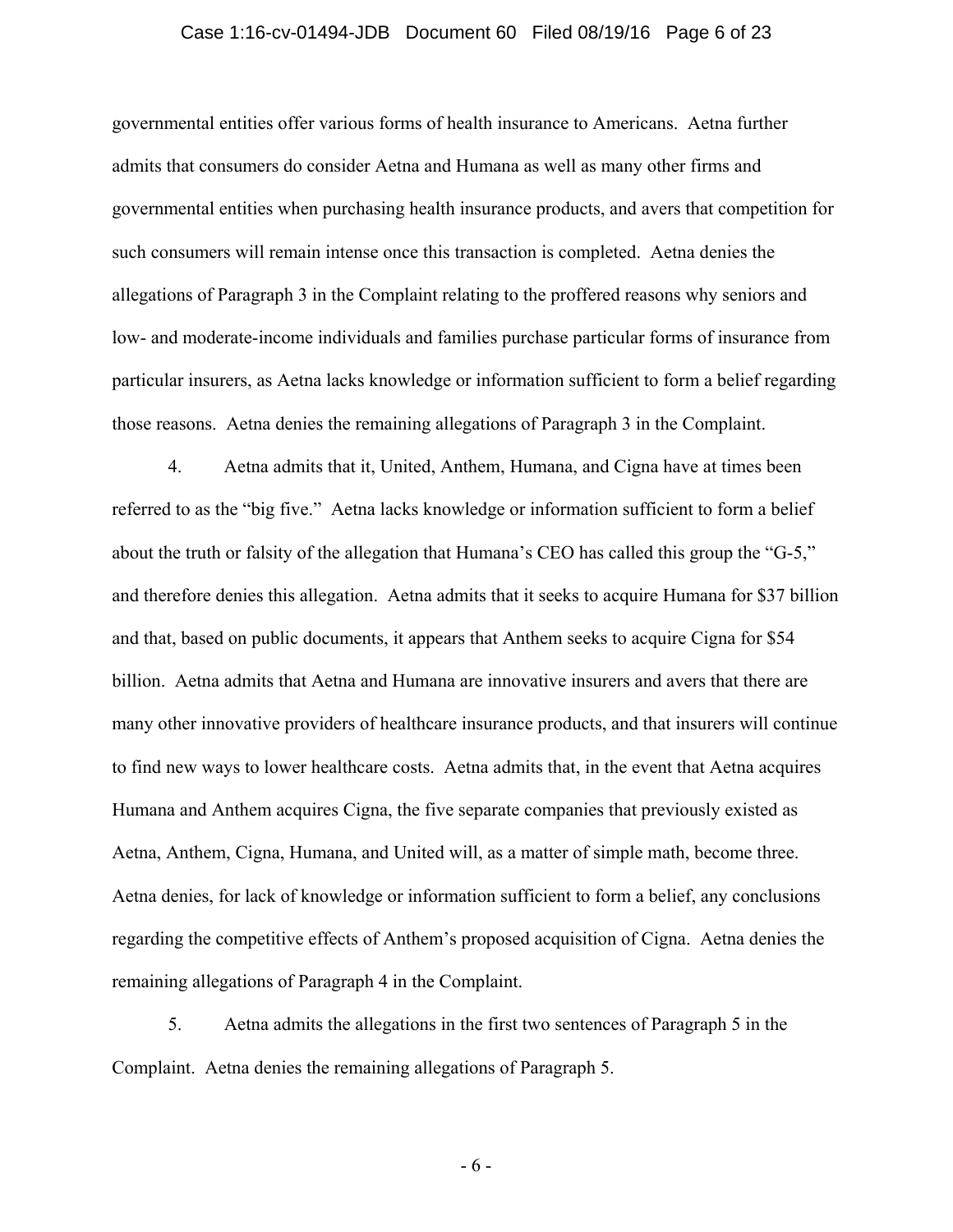governmental entities offer various forms of health insurance to Americans. Aetna further admits that consumers do consider Aetna and Humana as well as many other firms and governmental entities when purchasing health insurance products, and avers that competition for such consumers will remain intense once this transaction is completed. Aetna denies the allegations of Paragraph 3 in the Complaint relating to the proffered reasons why seniors and low- and moderate-income individuals and families purchase particular forms of insurance from particular insurers, as Aetna lacks knowledge or information sufficient to form a belief regarding those reasons. Aetna denies the remaining allegations of Paragraph 3 in the Complaint.

4. Aetna admits that it, United, Anthem, Humana, and Cigna have at times been referred to as the "big five." Aetna lacks knowledge or information sufficient to form a belief about the truth or falsity of the allegation that Humana's CEO has called this group the "G-5," and therefore denies this allegation. Aetna admits that it seeks to acquire Humana for $37 billion and that, based on public documents, it appears that Anthem seeks to acquire Cigna for $54 billion. Aetna admits that Aetna and Humana are innovative insurers and avers that there are many other innovative providers of healthcare insurance products, and that insurers will continue to find new ways to lower healthcare costs. Aetna admits that, in the event that Aetna acquires Humana and Anthem acquires Cigna, the five separate companies that previously existed as Aetna, Anthem, Cigna, Humana, and United will, as a matter of simple math, become three. Aetna denies, for lack of knowledge or information sufficient to form a belief, any conclusions regarding the competitive effects of Anthem's proposed acquisition of Cigna. Aetna denies the remaining allegations of Paragraph 4 in the Complaint.

5. Aetna admits the allegations in the first two sentences of Paragraph 5 in the Complaint. Aetna denies the remaining allegations of Paragraph 5.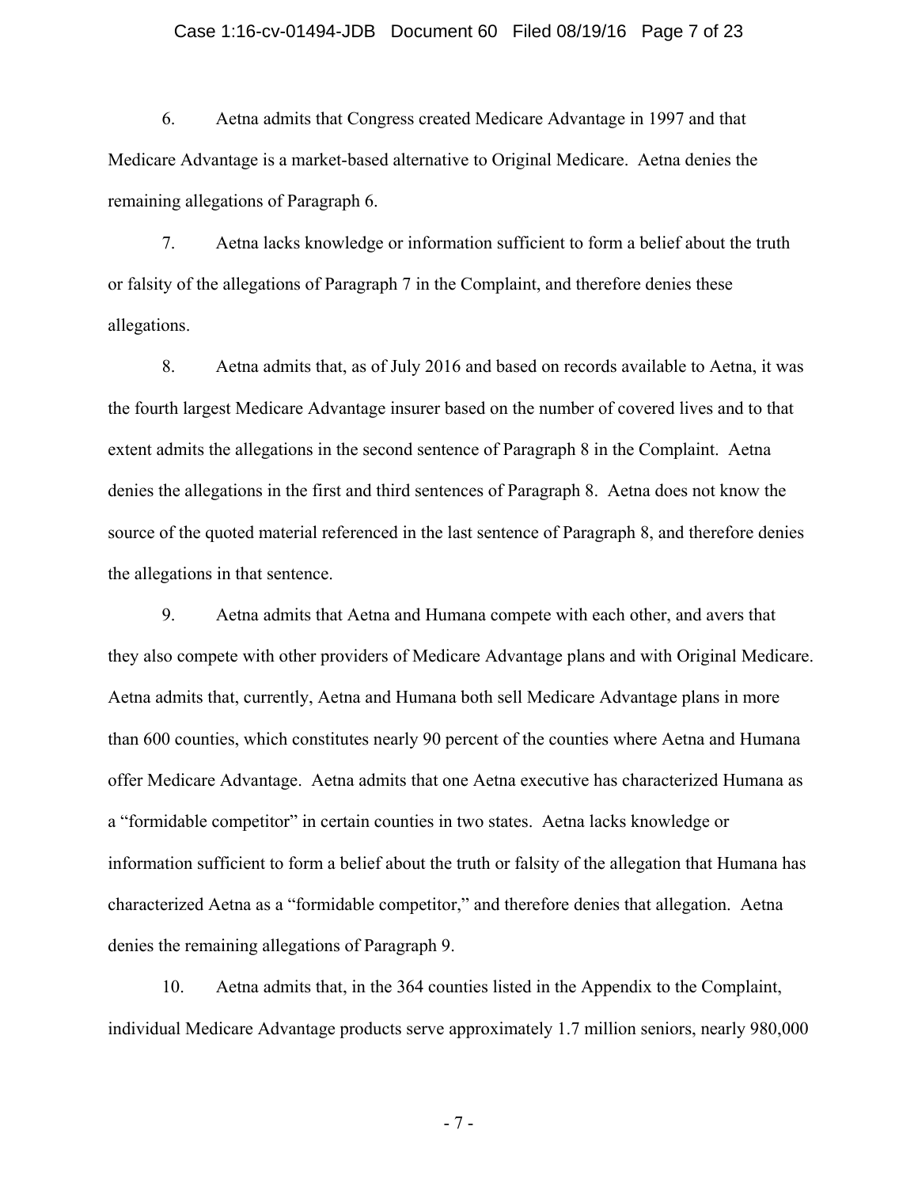6. Aetna admits that Congress created Medicare Advantage in 1997 and that Medicare Advantage is a market-based alternative to Original Medicare. Aetna denies the remaining allegations of Paragraph 6.

7. Aetna lacks knowledge or information sufficient to form a belief about the truth or falsity of the allegations of Paragraph 7 in the Complaint, and therefore denies these allegations.

8. Aetna admits that, as of July 2016 and based on records available to Aetna, it was the fourth largest Medicare Advantage insurer based on the number of covered lives and to that extent admits the allegations in the second sentence of Paragraph 8 in the Complaint. Aetna denies the allegations in the first and third sentences of Paragraph 8. Aetna does not know the source of the quoted material referenced in the last sentence of Paragraph 8, and therefore denies the allegations in that sentence.

9. Aetna admits that Aetna and Humana compete with each other, and avers that they also compete with other providers of Medicare Advantage plans and with Original Medicare. Aetna admits that, currently, Aetna and Humana both sell Medicare Advantage plans in more than 600 counties, which constitutes nearly 90 percent of the counties where Aetna and Humana offer Medicare Advantage. Aetna admits that one Aetna executive has characterized Humana as a "formidable competitor" in certain counties in two states. Aetna lacks knowledge or information sufficient to form a belief about the truth or falsity of the allegation that Humana has characterized Aetna as a "formidable competitor," and therefore denies that allegation. Aetna denies the remaining allegations of Paragraph 9.

10. Aetna admits that, in the 364 counties listed in the Appendix to the Complaint, individual Medicare Advantage products serve approximately 1.7 million seniors, nearly 980,000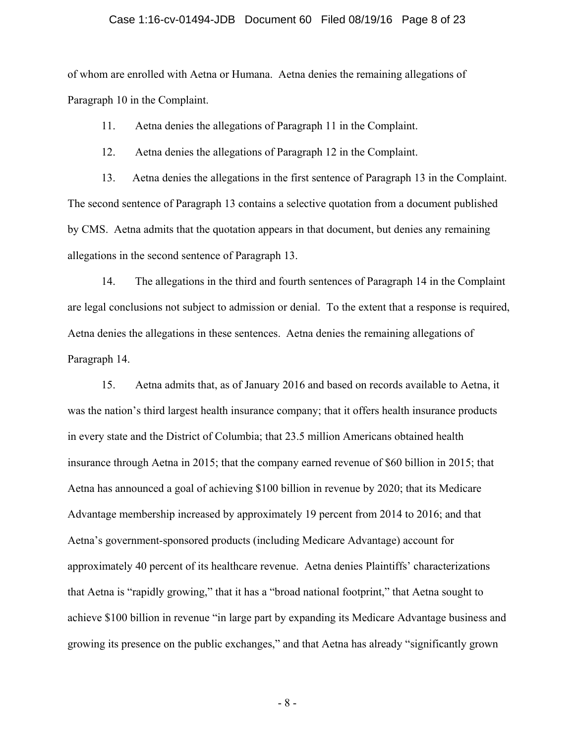of whom are enrolled with Aetna or Humana. Aetna denies the remaining allegations of Paragraph 10 in the Complaint.

11. Aetna denies the allegations of Paragraph 11 in the Complaint.

12. Aetna denies the allegations of Paragraph 12 in the Complaint.

13. Aetna denies the allegations in the first sentence of Paragraph 13 in the Complaint. The second sentence of Paragraph 13 contains a selective quotation from a document published by CMS. Aetna admits that the quotation appears in that document, but denies any remaining allegations in the second sentence of Paragraph 13.

14. The allegations in the third and fourth sentences of Paragraph 14 in the Complaint are legal conclusions not subject to admission or denial. To the extent that a response is required, Aetna denies the allegations in these sentences. Aetna denies the remaining allegations of Paragraph 14.

15. Aetna admits that, as of January 2016 and based on records available to Aetna, it was the nation's third largest health insurance company; that it offers health insurance products in every state and the District of Columbia; that 23.5 million Americans obtained health insurance through Aetna in 2015; that the company earned revenue of $60 billion in 2015; that Aetna has announced a goal of achieving $100 billion in revenue by 2020; that its Medicare Advantage membership increased by approximately 19 percent from 2014 to 2016; and that Aetna's government-sponsored products (including Medicare Advantage) account for approximately 40 percent of its healthcare revenue. Aetna denies Plaintiffs' characterizations that Aetna is "rapidly growing," that it has a "broad national footprint," that Aetna sought to achieve $100 billion in revenue "in large part by expanding its Medicare Advantage business and growing its presence on the public exchanges," and that Aetna has already "significantly grown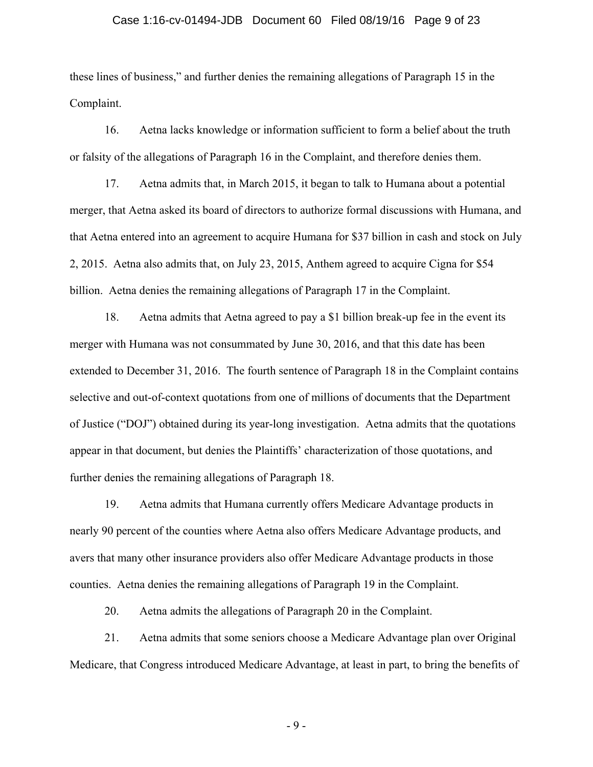these lines of business," and further denies the remaining allegations of Paragraph 15 in the Complaint.

16. Aetna lacks knowledge or information sufficient to form a belief about the truth or falsity of the allegations of Paragraph 16 in the Complaint, and therefore denies them.

17. Aetna admits that, in March 2015, it began to talk to Humana about a potential merger, that Aetna asked its board of directors to authorize formal discussions with Humana, and that Aetna entered into an agreement to acquire Humana for $37 billion in cash and stock on July 2, 2015. Aetna also admits that, on July 23, 2015, Anthem agreed to acquire Cigna for $54 billion. Aetna denies the remaining allegations of Paragraph 17 in the Complaint.

18. Aetna admits that Aetna agreed to pay a $1 billion break-up fee in the event its merger with Humana was not consummated by June 30, 2016, and that this date has been extended to December 31, 2016. The fourth sentence of Paragraph 18 in the Complaint contains selective and out-of-context quotations from one of millions of documents that the Department of Justice ("DOJ") obtained during its year-long investigation. Aetna admits that the quotations appear in that document, but denies the Plaintiffs' characterization of those quotations, and further denies the remaining allegations of Paragraph 18.

19. Aetna admits that Humana currently offers Medicare Advantage products in nearly 90 percent of the counties where Aetna also offers Medicare Advantage products, and avers that many other insurance providers also offer Medicare Advantage products in those counties. Aetna denies the remaining allegations of Paragraph 19 in the Complaint.

20. Aetna admits the allegations of Paragraph 20 in the Complaint.

21. Aetna admits that some seniors choose a Medicare Advantage plan over Original Medicare, that Congress introduced Medicare Advantage, at least in part, to bring the benefits of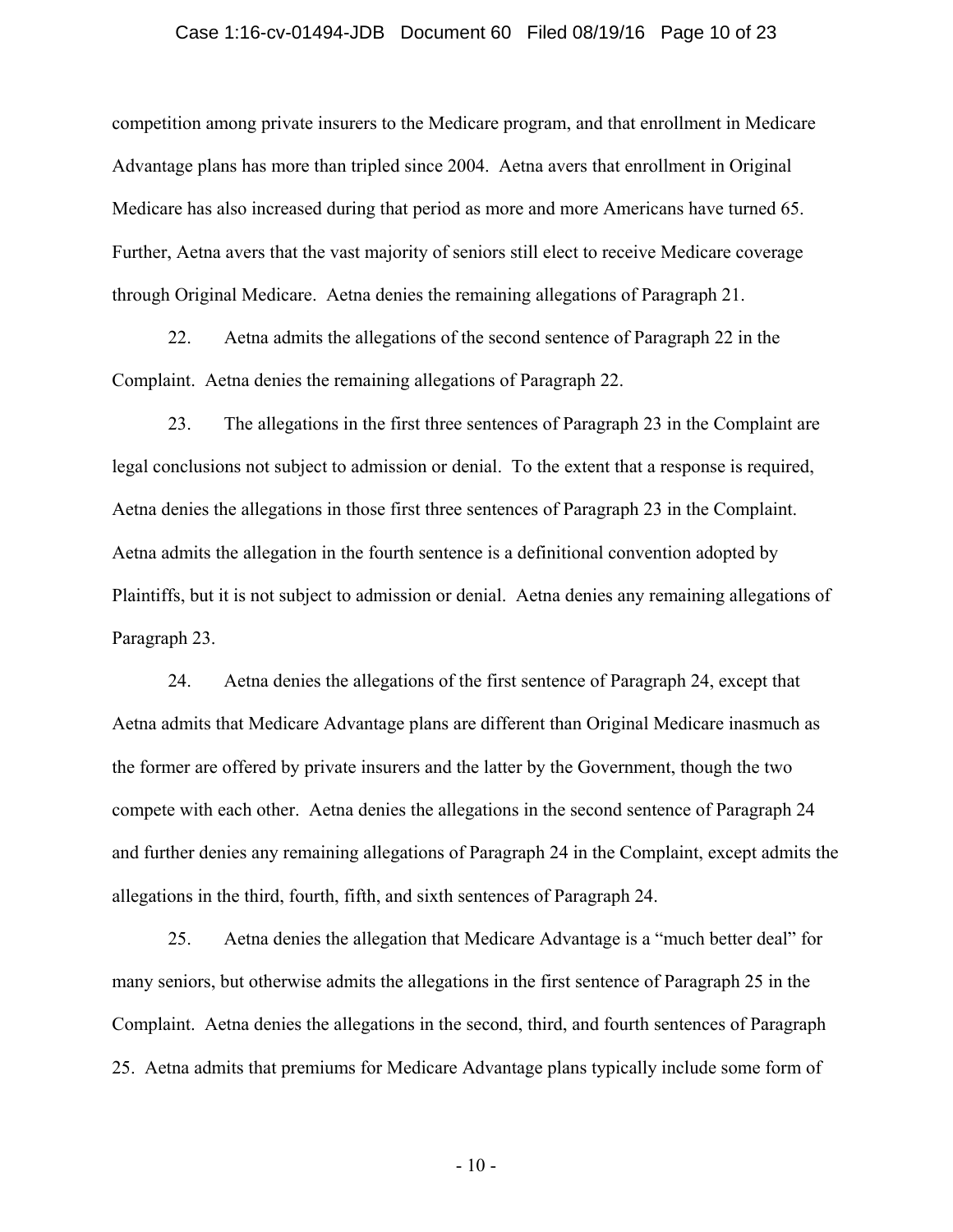competition among private insurers to the Medicare program, and that enrollment in Medicare Advantage plans has more than tripled since 2004. Aetna avers that enrollment in Original Medicare has also increased during that period as more and more Americans have turned 65. Further, Aetna avers that the vast majority of seniors still elect to receive Medicare coverage through Original Medicare. Aetna denies the remaining allegations of Paragraph 21.

22. Aetna admits the allegations of the second sentence of Paragraph 22 in the Complaint. Aetna denies the remaining allegations of Paragraph 22.

23. The allegations in the first three sentences of Paragraph 23 in the Complaint are legal conclusions not subject to admission or denial. To the extent that a response is required, Aetna denies the allegations in those first three sentences of Paragraph 23 in the Complaint. Aetna admits the allegation in the fourth sentence is a definitional convention adopted by Plaintiffs, but it is not subject to admission or denial. Aetna denies any remaining allegations of Paragraph 23.

24. Aetna denies the allegations of the first sentence of Paragraph 24, except that Aetna admits that Medicare Advantage plans are different than Original Medicare inasmuch as the former are offered by private insurers and the latter by the Government, though the two compete with each other. Aetna denies the allegations in the second sentence of Paragraph 24 and further denies any remaining allegations of Paragraph 24 in the Complaint, except admits the allegations in the third, fourth, fifth, and sixth sentences of Paragraph 24.

25. Aetna denies the allegation that Medicare Advantage is a "much better deal" for many seniors, but otherwise admits the allegations in the first sentence of Paragraph 25 in the Complaint. Aetna denies the allegations in the second, third, and fourth sentences of Paragraph 25. Aetna admits that premiums for Medicare Advantage plans typically include some form of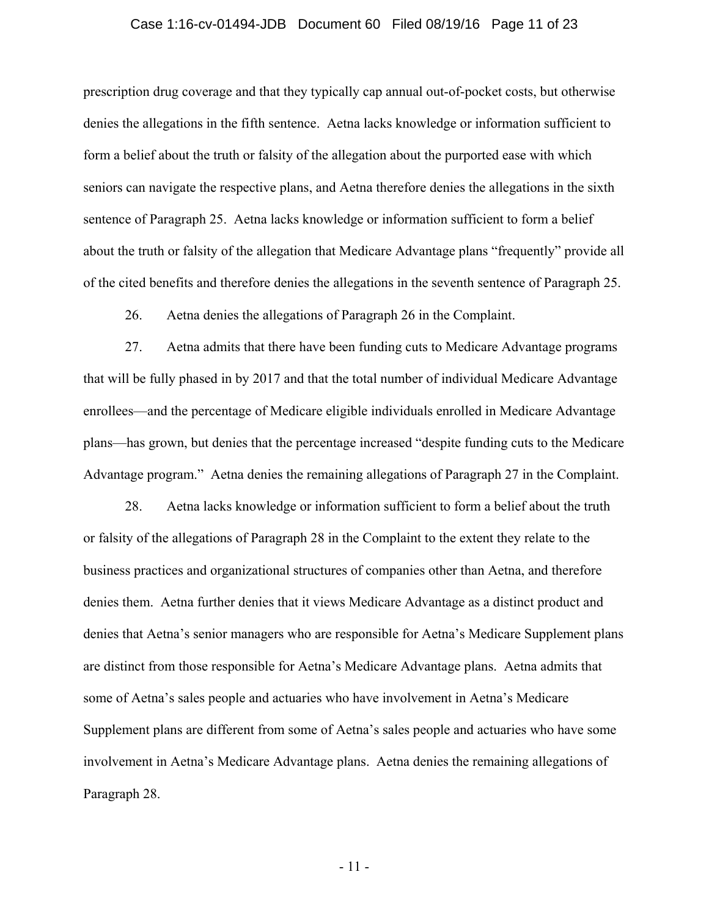prescription drug coverage and that they typically cap annual out-of-pocket costs, but otherwise denies the allegations in the fifth sentence. Aetna lacks knowledge or information sufficient to form a belief about the truth or falsity of the allegation about the purported ease with which seniors can navigate the respective plans, and Aetna therefore denies the allegations in the sixth sentence of Paragraph 25. Aetna lacks knowledge or information sufficient to form a belief about the truth or falsity of the allegation that Medicare Advantage plans "frequently" provide all of the cited benefits and therefore denies the allegations in the seventh sentence of Paragraph 25.

26. Aetna denies the allegations of Paragraph 26 in the Complaint.

27. Aetna admits that there have been funding cuts to Medicare Advantage programs that will be fully phased in by 2017 and that the total number of individual Medicare Advantage enrollees—and the percentage of Medicare eligible individuals enrolled in Medicare Advantage plans—has grown, but denies that the percentage increased "despite funding cuts to the Medicare Advantage program." Aetna denies the remaining allegations of Paragraph 27 in the Complaint.

28. Aetna lacks knowledge or information sufficient to form a belief about the truth or falsity of the allegations of Paragraph 28 in the Complaint to the extent they relate to the business practices and organizational structures of companies other than Aetna, and therefore denies them. Aetna further denies that it views Medicare Advantage as a distinct product and denies that Aetna's senior managers who are responsible for Aetna's Medicare Supplement plans are distinct from those responsible for Aetna's Medicare Advantage plans. Aetna admits that some of Aetna's sales people and actuaries who have involvement in Aetna's Medicare Supplement plans are different from some of Aetna's sales people and actuaries who have some involvement in Aetna's Medicare Advantage plans. Aetna denies the remaining allegations of Paragraph 28.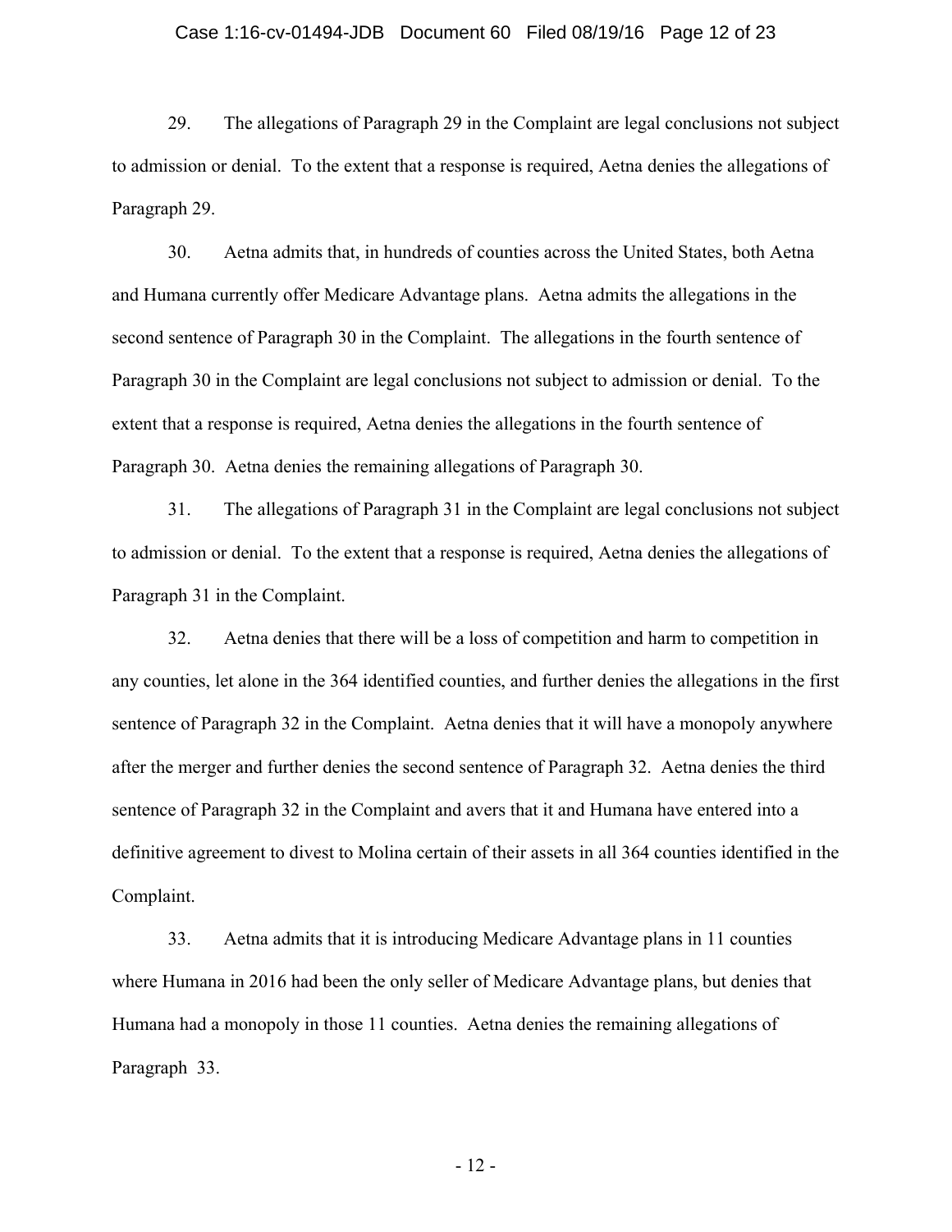29. The allegations of Paragraph 29 in the Complaint are legal conclusions not subject to admission or denial. To the extent that a response is required, Aetna denies the allegations of Paragraph 29.

30. Aetna admits that, in hundreds of counties across the United States, both Aetna and Humana currently offer Medicare Advantage plans. Aetna admits the allegations in the second sentence of Paragraph 30 in the Complaint. The allegations in the fourth sentence of Paragraph 30 in the Complaint are legal conclusions not subject to admission or denial. To the extent that a response is required, Aetna denies the allegations in the fourth sentence of Paragraph 30. Aetna denies the remaining allegations of Paragraph 30.

31. The allegations of Paragraph 31 in the Complaint are legal conclusions not subject to admission or denial. To the extent that a response is required, Aetna denies the allegations of Paragraph 31 in the Complaint.

32. Aetna denies that there will be a loss of competition and harm to competition in any counties, let alone in the 364 identified counties, and further denies the allegations in the first sentence of Paragraph 32 in the Complaint. Aetna denies that it will have a monopoly anywhere after the merger and further denies the second sentence of Paragraph 32. Aetna denies the third sentence of Paragraph 32 in the Complaint and avers that it and Humana have entered into a definitive agreement to divest to Molina certain of their assets in all 364 counties identified in the Complaint.

33. Aetna admits that it is introducing Medicare Advantage plans in 11 counties where Humana in 2016 had been the only seller of Medicare Advantage plans, but denies that Humana had a monopoly in those 11 counties. Aetna denies the remaining allegations of Paragraph 33.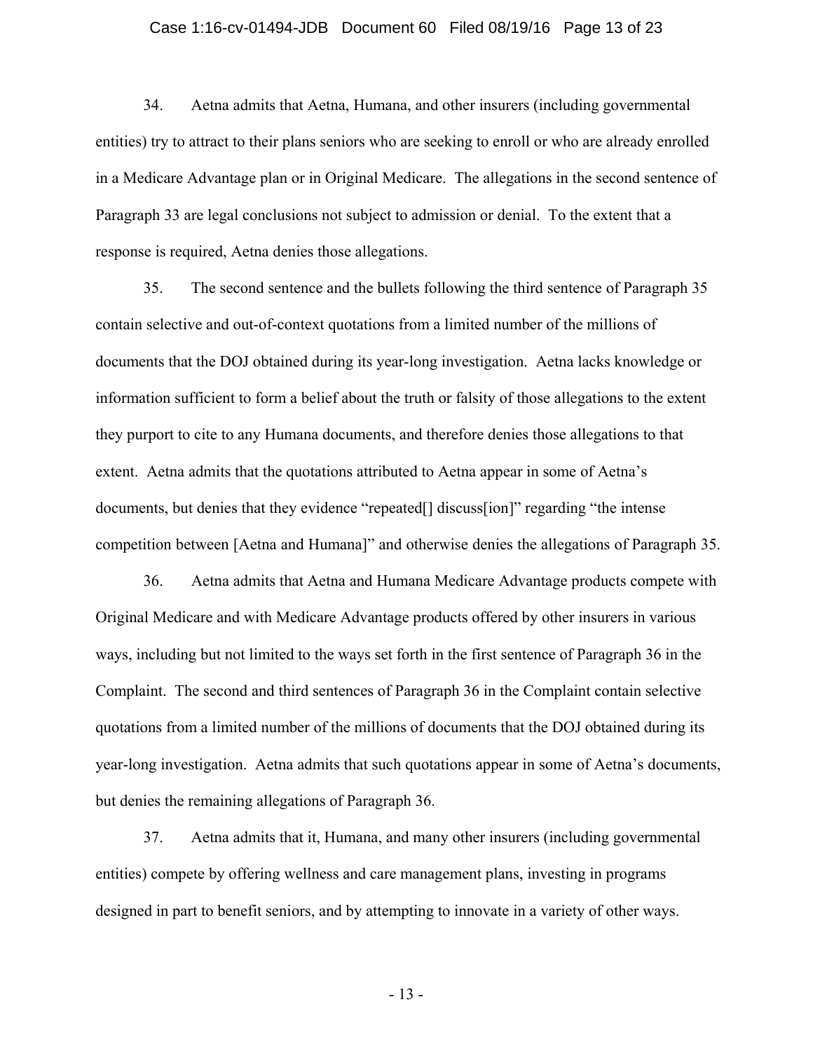34. Aetna admits that Aetna, Humana, and other insurers (including governmental entities) try to attract to their plans seniors who are seeking to enroll or who are already enrolled in a Medicare Advantage plan or in Original Medicare. The allegations in the second sentence of Paragraph 33 are legal conclusions not subject to admission or denial. To the extent that a response is required, Aetna denies those allegations.

35. The second sentence and the bullets following the third sentence of Paragraph 35 contain selective and out-of-context quotations from a limited number of the millions of documents that the DOJ obtained during its year-long investigation. Aetna lacks knowledge or information sufficient to form a belief about the truth or falsity of those allegations to the extent they purport to cite to any Humana documents, and therefore denies those allegations to that extent. Aetna admits that the quotations attributed to Aetna appear in some of Aetna's documents, but denies that they evidence "repeated[] discuss[ion]" regarding "the intense competition between [Aetna and Humana]" and otherwise denies the allegations of Paragraph 35.

36. Aetna admits that Aetna and Humana Medicare Advantage products compete with Original Medicare and with Medicare Advantage products offered by other insurers in various ways, including but not limited to the ways set forth in the first sentence of Paragraph 36 in the Complaint. The second and third sentences of Paragraph 36 in the Complaint contain selective quotations from a limited number of the millions of documents that the DOJ obtained during its year-long investigation. Aetna admits that such quotations appear in some of Aetna's documents, but denies the remaining allegations of Paragraph 36.

37. Aetna admits that it, Humana, and many other insurers (including governmental entities) compete by offering wellness and care management plans, investing in programs designed in part to benefit seniors, and by attempting to innovate in a variety of other ways.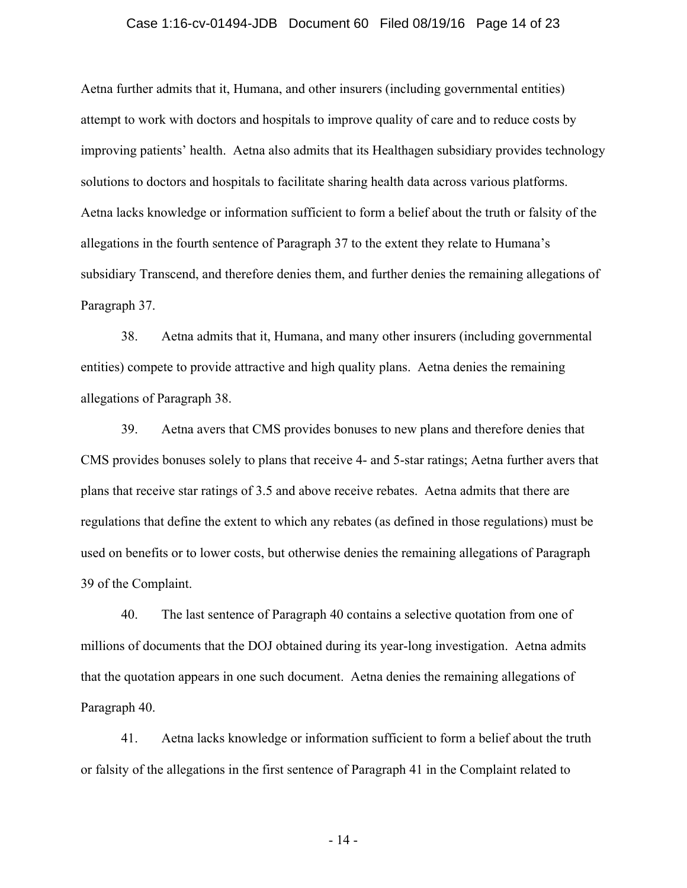Aetna further admits that it, Humana, and other insurers (including governmental entities) attempt to work with doctors and hospitals to improve quality of care and to reduce costs by improving patients' health. Aetna also admits that its Healthagen subsidiary provides technology solutions to doctors and hospitals to facilitate sharing health data across various platforms. Aetna lacks knowledge or information sufficient to form a belief about the truth or falsity of the allegations in the fourth sentence of Paragraph 37 to the extent they relate to Humana's subsidiary Transcend, and therefore denies them, and further denies the remaining allegations of Paragraph 37.

38. Aetna admits that it, Humana, and many other insurers (including governmental entities) compete to provide attractive and high quality plans. Aetna denies the remaining allegations of Paragraph 38.

39. Aetna avers that CMS provides bonuses to new plans and therefore denies that CMS provides bonuses solely to plans that receive 4- and 5-star ratings; Aetna further avers that plans that receive star ratings of 3.5 and above receive rebates. Aetna admits that there are regulations that define the extent to which any rebates (as defined in those regulations) must be used on benefits or to lower costs, but otherwise denies the remaining allegations of Paragraph 39 of the Complaint.

40. The last sentence of Paragraph 40 contains a selective quotation from one of millions of documents that the DOJ obtained during its year-long investigation. Aetna admits that the quotation appears in one such document. Aetna denies the remaining allegations of Paragraph 40.

41. Aetna lacks knowledge or information sufficient to form a belief about the truth or falsity of the allegations in the first sentence of Paragraph 41 in the Complaint related to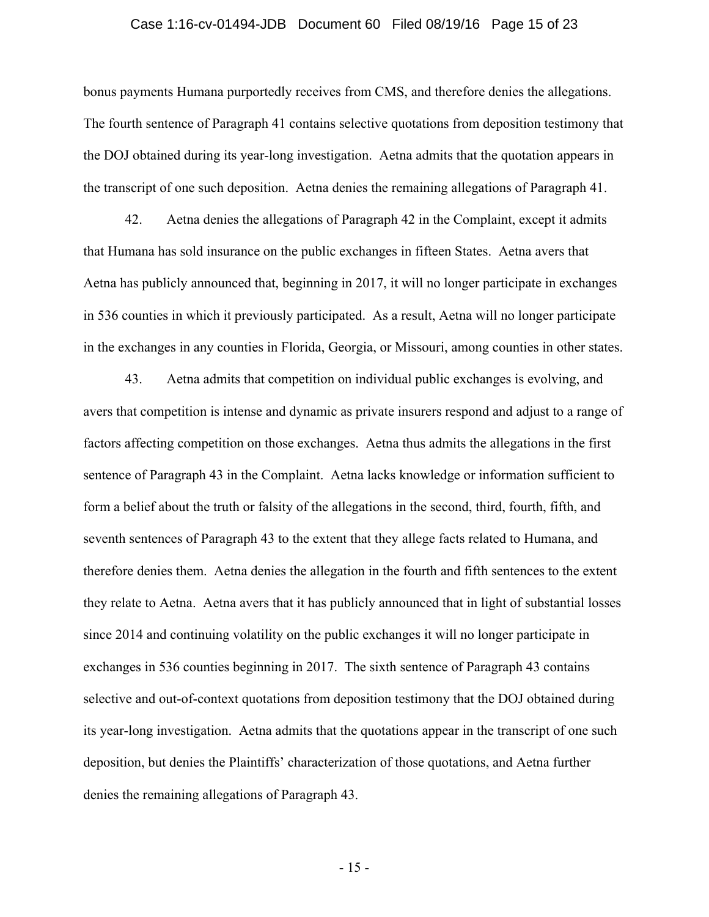bonus payments Humana purportedly receives from CMS, and therefore denies the allegations. The fourth sentence of Paragraph 41 contains selective quotations from deposition testimony that the DOJ obtained during its year-long investigation. Aetna admits that the quotation appears in the transcript of one such deposition. Aetna denies the remaining allegations of Paragraph 41.

42. Aetna denies the allegations of Paragraph 42 in the Complaint, except it admits that Humana has sold insurance on the public exchanges in fifteen States. Aetna avers that Aetna has publicly announced that, beginning in 2017, it will no longer participate in exchanges in 536 counties in which it previously participated. As a result, Aetna will no longer participate in the exchanges in any counties in Florida, Georgia, or Missouri, among counties in other states.

43. Aetna admits that competition on individual public exchanges is evolving, and avers that competition is intense and dynamic as private insurers respond and adjust to a range of factors affecting competition on those exchanges. Aetna thus admits the allegations in the first sentence of Paragraph 43 in the Complaint. Aetna lacks knowledge or information sufficient to form a belief about the truth or falsity of the allegations in the second, third, fourth, fifth, and seventh sentences of Paragraph 43 to the extent that they allege facts related to Humana, and therefore denies them. Aetna denies the allegation in the fourth and fifth sentences to the extent they relate to Aetna. Aetna avers that it has publicly announced that in light of substantial losses since 2014 and continuing volatility on the public exchanges it will no longer participate in exchanges in 536 counties beginning in 2017. The sixth sentence of Paragraph 43 contains selective and out-of-context quotations from deposition testimony that the DOJ obtained during its year-long investigation. Aetna admits that the quotations appear in the transcript of one such deposition, but denies the Plaintiffs' characterization of those quotations, and Aetna further denies the remaining allegations of Paragraph 43.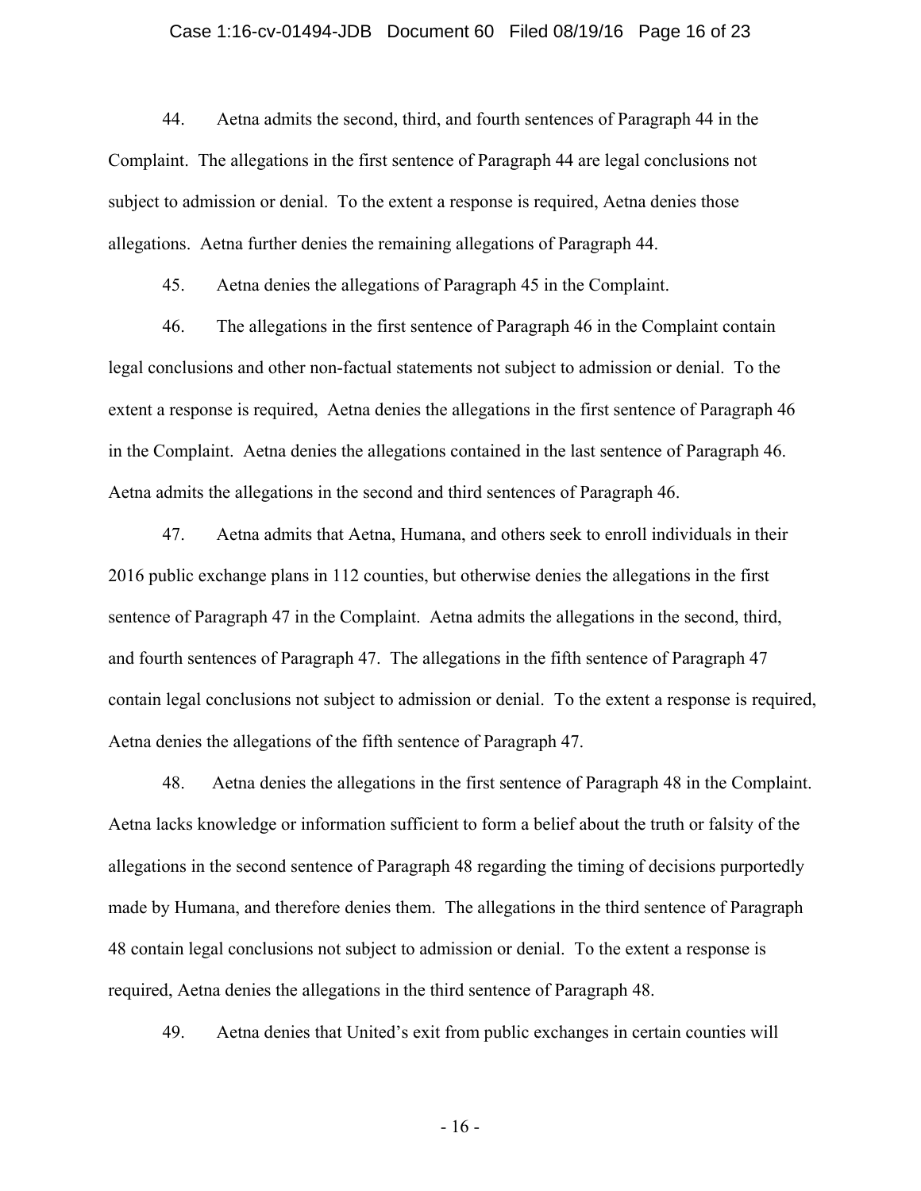44. Aetna admits the second, third, and fourth sentences of Paragraph 44 in the Complaint. The allegations in the first sentence of Paragraph 44 are legal conclusions not subject to admission or denial. To the extent a response is required, Aetna denies those allegations. Aetna further denies the remaining allegations of Paragraph 44.

45. Aetna denies the allegations of Paragraph 45 in the Complaint.

46. The allegations in the first sentence of Paragraph 46 in the Complaint contain legal conclusions and other non-factual statements not subject to admission or denial. To the extent a response is required, Aetna denies the allegations in the first sentence of Paragraph 46 in the Complaint. Aetna denies the allegations contained in the last sentence of Paragraph 46. Aetna admits the allegations in the second and third sentences of Paragraph 46.

47. Aetna admits that Aetna, Humana, and others seek to enroll individuals in their 2016 public exchange plans in 112 counties, but otherwise denies the allegations in the first sentence of Paragraph 47 in the Complaint. Aetna admits the allegations in the second, third, and fourth sentences of Paragraph 47. The allegations in the fifth sentence of Paragraph 47 contain legal conclusions not subject to admission or denial. To the extent a response is required, Aetna denies the allegations of the fifth sentence of Paragraph 47.

48. Aetna denies the allegations in the first sentence of Paragraph 48 in the Complaint. Aetna lacks knowledge or information sufficient to form a belief about the truth or falsity of the allegations in the second sentence of Paragraph 48 regarding the timing of decisions purportedly made by Humana, and therefore denies them. The allegations in the third sentence of Paragraph 48 contain legal conclusions not subject to admission or denial. To the extent a response is required, Aetna denies the allegations in the third sentence of Paragraph 48.

49. Aetna denies that United's exit from public exchanges in certain counties will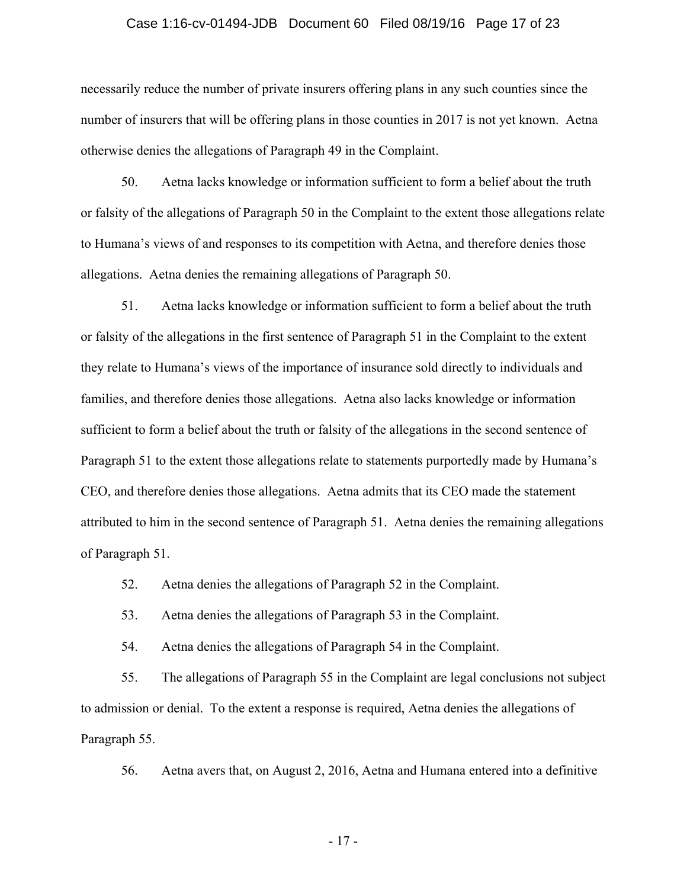necessarily reduce the number of private insurers offering plans in any such counties since the number of insurers that will be offering plans in those counties in 2017 is not yet known. Aetna otherwise denies the allegations of Paragraph 49 in the Complaint.

50. Aetna lacks knowledge or information sufficient to form a belief about the truth or falsity of the allegations of Paragraph 50 in the Complaint to the extent those allegations relate to Humana's views of and responses to its competition with Aetna, and therefore denies those allegations. Aetna denies the remaining allegations of Paragraph 50.

51. Aetna lacks knowledge or information sufficient to form a belief about the truth or falsity of the allegations in the first sentence of Paragraph 51 in the Complaint to the extent they relate to Humana's views of the importance of insurance sold directly to individuals and families, and therefore denies those allegations. Aetna also lacks knowledge or information sufficient to form a belief about the truth or falsity of the allegations in the second sentence of Paragraph 51 to the extent those allegations relate to statements purportedly made by Humana's CEO, and therefore denies those allegations. Aetna admits that its CEO made the statement attributed to him in the second sentence of Paragraph 51. Aetna denies the remaining allegations of Paragraph 51.

52. Aetna denies the allegations of Paragraph 52 in the Complaint.

53. Aetna denies the allegations of Paragraph 53 in the Complaint.

54. Aetna denies the allegations of Paragraph 54 in the Complaint.

55. The allegations of Paragraph 55 in the Complaint are legal conclusions not subject to admission or denial. To the extent a response is required, Aetna denies the allegations of Paragraph 55.

56. Aetna avers that, on August 2, 2016, Aetna and Humana entered into a definitive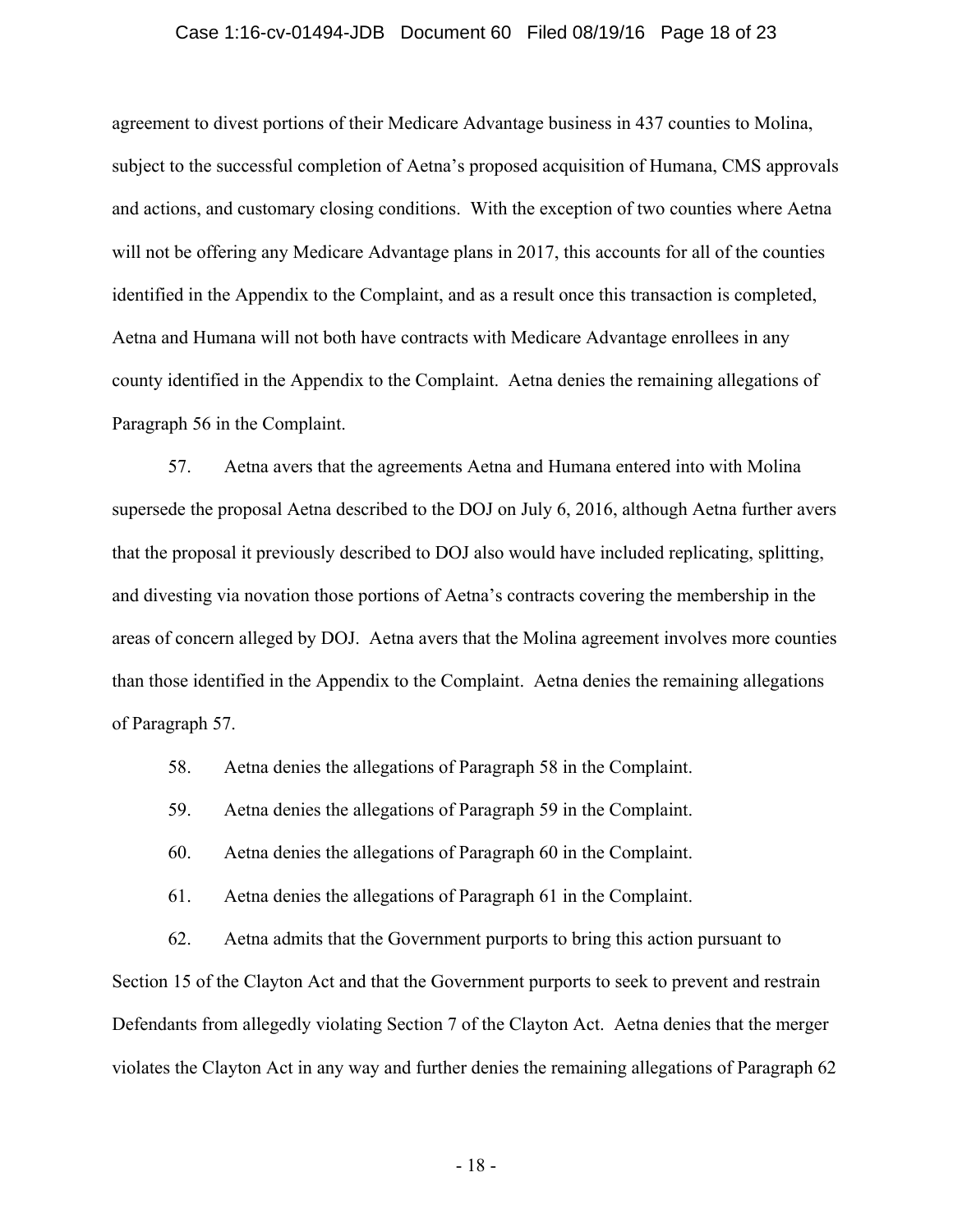agreement to divest portions of their Medicare Advantage business in 437 counties to Molina, subject to the successful completion of Aetna's proposed acquisition of Humana, CMS approvals and actions, and customary closing conditions. With the exception of two counties where Aetna will not be offering any Medicare Advantage plans in 2017, this accounts for all of the counties identified in the Appendix to the Complaint, and as a result once this transaction is completed, Aetna and Humana will not both have contracts with Medicare Advantage enrollees in any county identified in the Appendix to the Complaint. Aetna denies the remaining allegations of Paragraph 56 in the Complaint.

57. Aetna avers that the agreements Aetna and Humana entered into with Molina supersede the proposal Aetna described to the DOJ on July 6, 2016, although Aetna further avers that the proposal it previously described to DOJ also would have included replicating, splitting, and divesting via novation those portions of Aetna's contracts covering the membership in the areas of concern alleged by DOJ. Aetna avers that the Molina agreement involves more counties than those identified in the Appendix to the Complaint. Aetna denies the remaining allegations of Paragraph 57.

58. Aetna denies the allegations of Paragraph 58 in the Complaint.

59. Aetna denies the allegations of Paragraph 59 in the Complaint.

60. Aetna denies the allegations of Paragraph 60 in the Complaint.

61. Aetna denies the allegations of Paragraph 61 in the Complaint.

62. Aetna admits that the Government purports to bring this action pursuant to Section 15 of the Clayton Act and that the Government purports to seek to prevent and restrain Defendants from allegedly violating Section 7 of the Clayton Act. Aetna denies that the merger violates the Clayton Act in any way and further denies the remaining allegations of Paragraph 62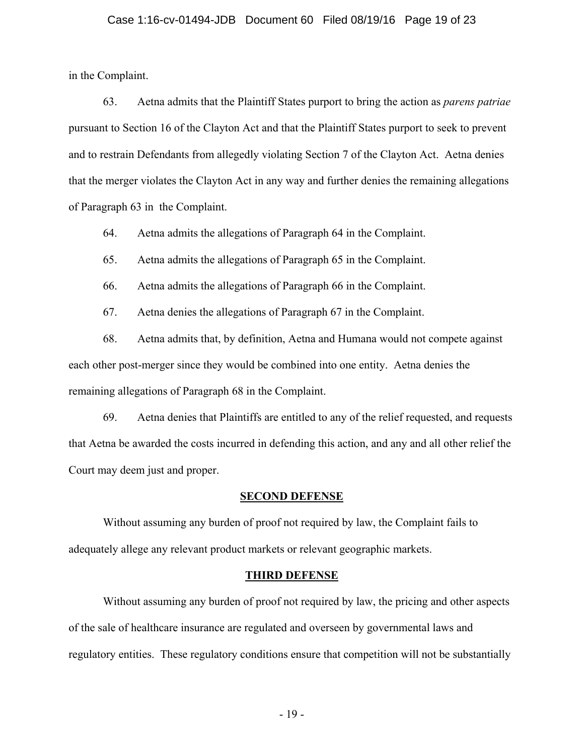in the Complaint.

63. Aetna admits that the Plaintiff States purport to bring the action as *parens patriae* pursuant to Section 16 of the Clayton Act and that the Plaintiff States purport to seek to prevent and to restrain Defendants from allegedly violating Section 7 of the Clayton Act. Aetna denies that the merger violates the Clayton Act in any way and further denies the remaining allegations of Paragraph 63 in the Complaint.

64. Aetna admits the allegations of Paragraph 64 in the Complaint.

65. Aetna admits the allegations of Paragraph 65 in the Complaint.

66. Aetna admits the allegations of Paragraph 66 in the Complaint.

67. Aetna denies the allegations of Paragraph 67 in the Complaint.

68. Aetna admits that, by definition, Aetna and Humana would not compete against each other post-merger since they would be combined into one entity. Aetna denies the remaining allegations of Paragraph 68 in the Complaint.

69. Aetna denies that Plaintiffs are entitled to any of the relief requested, and requests that Aetna be awarded the costs incurred in defending this action, and any and all other relief the Court may deem just and proper.

## SECOND DEFENSE

Without assuming any burden of proof not required by law, the Complaint fails to adequately allege any relevant product markets or relevant geographic markets.

## THIRD DEFENSE

Without assuming any burden of proof not required by law, the pricing and other aspects of the sale of healthcare insurance are regulated and overseen by governmental laws and regulatory entities. These regulatory conditions ensure that competition will not be substantially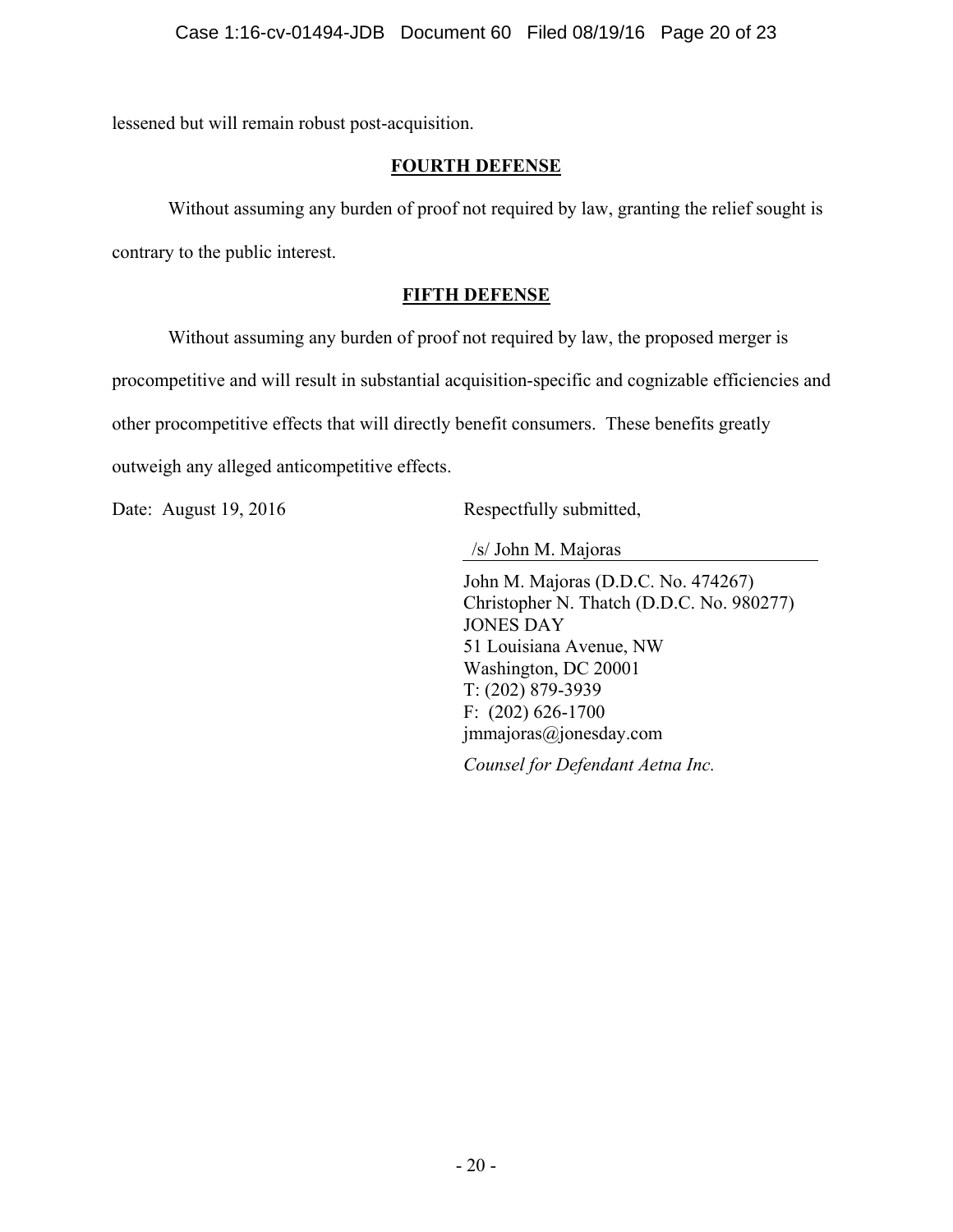lessened but will remain robust post-acquisition.

## FOURTH DEFENSE

Without assuming any burden of proof not required by law, granting the relief sought is contrary to the public interest.

## FIFTH DEFENSE

Without assuming any burden of proof not required by law, the proposed merger is procompetitive and will result in substantial acquisition-specific and cognizable efficiencies and other procompetitive effects that will directly benefit consumers. These benefits greatly outweigh any alleged anticompetitive effects.

Date: August 19, 2016

Respectfully submitted,

/s/ John M. Majoras

John M. Majoras (D.D.C. No. 474267)
Christopher N. Thatch (D.D.C. No. 980277)
JONES DAY
51 Louisiana Avenue, NW
Washington, DC 20001
T: (202) 879-3939
F: (202) 626-1700
jmmajoras@jonesday.com

*Counsel for Defendant Aetna Inc.*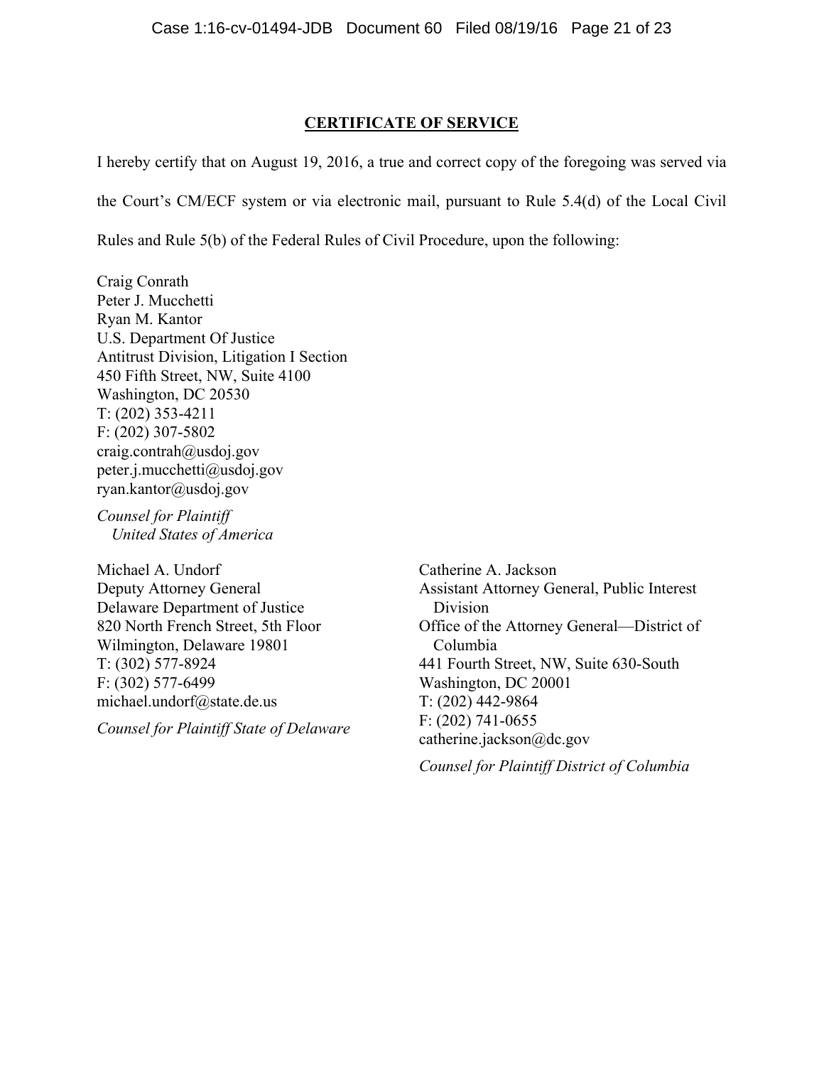## **CERTIFICATE OF SERVICE**

I hereby certify that on August 19, 2016, a true and correct copy of the foregoing was served via the Court's CM/ECF system or via electronic mail, pursuant to Rule 5.4(d) of the Local Civil Rules and Rule 5(b) of the Federal Rules of Civil Procedure, upon the following:

Craig Conrath
Peter J. Mucchetti
Ryan M. Kantor
U.S. Department Of Justice
Antitrust Division, Litigation I Section
450 Fifth Street, NW, Suite 4100
Washington, DC 20530
T: (202) 353-4211
F: (202) 307-5802
craig.contrah@usdoj.gov
peter.j.mucchetti@usdoj.gov
ryan.kantor@usdoj.gov

*Counsel for Plaintiff United States of America*

Michael A. Undorf
Deputy Attorney General
Delaware Department of Justice
820 North French Street, 5th Floor
Wilmington, Delaware 19801
T: (302) 577-8924
F: (302) 577-6499
michael.undorf@state.de.us

*Counsel for Plaintiff State of Delaware*

Catherine A. Jackson
Assistant Attorney General, Public Interest Division
Office of the Attorney General—District of Columbia
441 Fourth Street, NW, Suite 630-South
Washington, DC 20001
T: (202) 442-9864
F: (202) 741-0655
catherine.jackson@dc.gov

*Counsel for Plaintiff District of Columbia*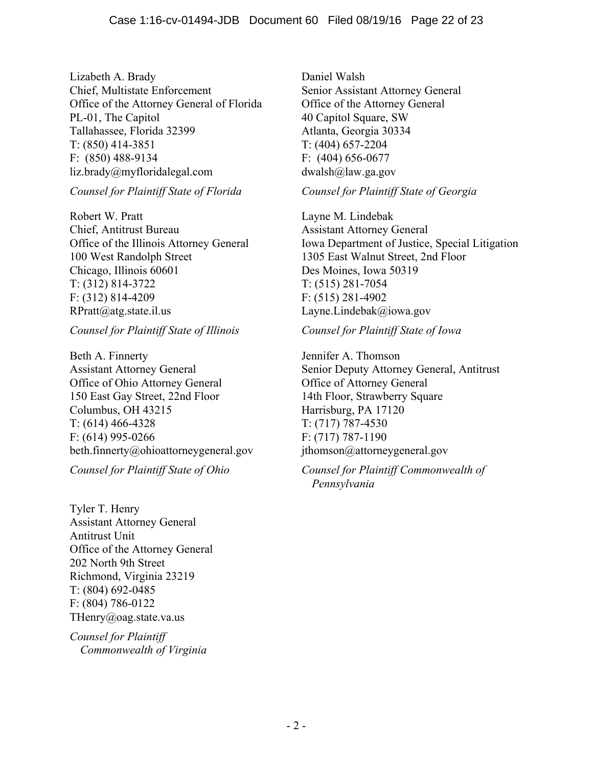Lizabeth A. Brady
Chief, Multistate Enforcement
Office of the Attorney General of Florida
PL-01, The Capitol
Tallahassee, Florida 32399
T: (850) 414-3851
F: (850) 488-9134
liz.brady@myfloridalegal.com

*Counsel for Plaintiff State of Florida*

Daniel Walsh
Senior Assistant Attorney General
Office of the Attorney General
40 Capitol Square, SW
Atlanta, Georgia 30334
T: (404) 657-2204
F: (404) 656-0677
dwalsh@law.ga.gov

*Counsel for Plaintiff State of Georgia*

Robert W. Pratt
Chief, Antitrust Bureau
Office of the Illinois Attorney General
100 West Randolph Street
Chicago, Illinois 60601
T: (312) 814-3722
F: (312) 814-4209
RPratt@atg.state.il.us

*Counsel for Plaintiff State of Illinois*

Layne M. Lindebak
Assistant Attorney General
Iowa Department of Justice, Special Litigation
1305 East Walnut Street, 2nd Floor
Des Moines, Iowa 50319
T: (515) 281-7054
F: (515) 281-4902
Layne.Lindebak@iowa.gov

*Counsel for Plaintiff State of Iowa*

Beth A. Finnerty
Assistant Attorney General
Office of Ohio Attorney General
150 East Gay Street, 22nd Floor
Columbus, OH 43215
T: (614) 466-4328
F: (614) 995-0266
beth.finnerty@ohioattorneygeneral.gov

*Counsel for Plaintiff State of Ohio*

Jennifer A. Thomson
Senior Deputy Attorney General, Antitrust
Office of Attorney General
14th Floor, Strawberry Square
Harrisburg, PA 17120
T: (717) 787-4530
F: (717) 787-1190
jthomson@attorneygeneral.gov

*Counsel for Plaintiff Commonwealth of Pennsylvania*

Tyler T. Henry
Assistant Attorney General
Antitrust Unit
Office of the Attorney General
202 North 9th Street
Richmond, Virginia 23219
T: (804) 692-0485
F: (804) 786-0122
THenry@oag.state.va.us

*Counsel for Plaintiff Commonwealth of Virginia*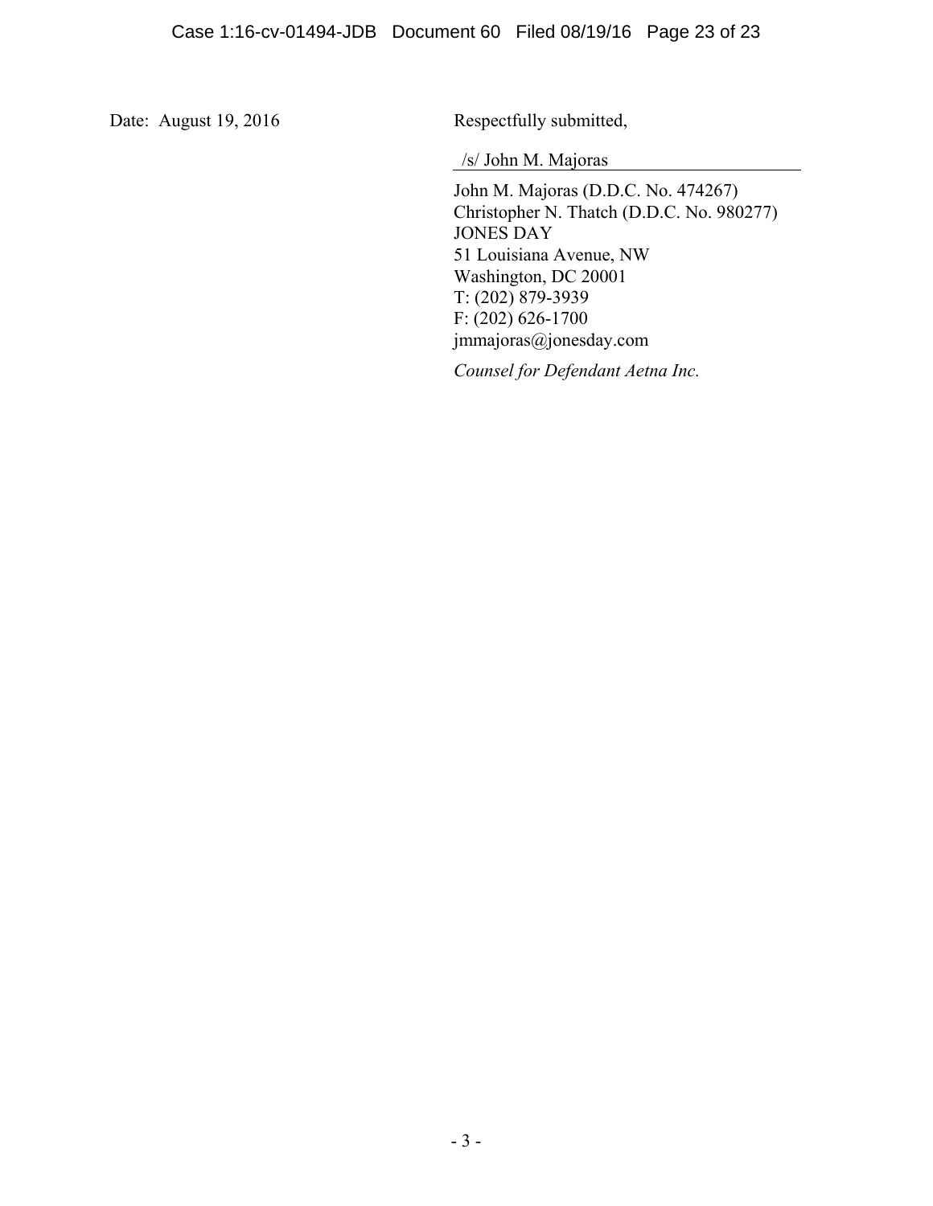Date: August 19, 2016

Respectfully submitted,

/s/ John M. Majoras

John M. Majoras (D.D.C. No. 474267)
Christopher N. Thatch (D.D.C. No. 980277)
JONES DAY
51 Louisiana Avenue, NW
Washington, DC 20001
T: (202) 879-3939
F: (202) 626-1700
jmmajoras@jonesday.com

*Counsel for Defendant Aetna Inc.*